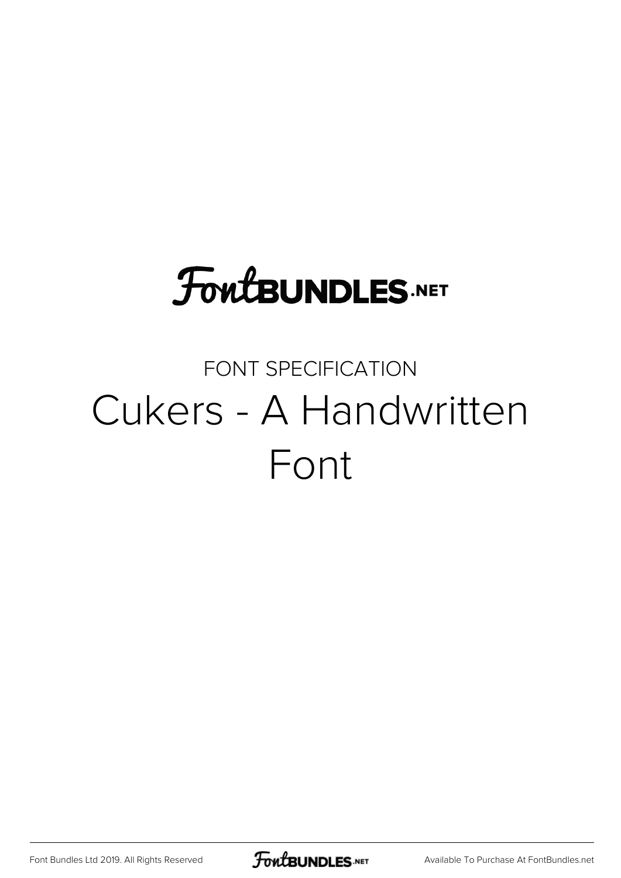FontBUNDLES.NET

FONT SPECIFICATION

# Cukers - A Handwritten Font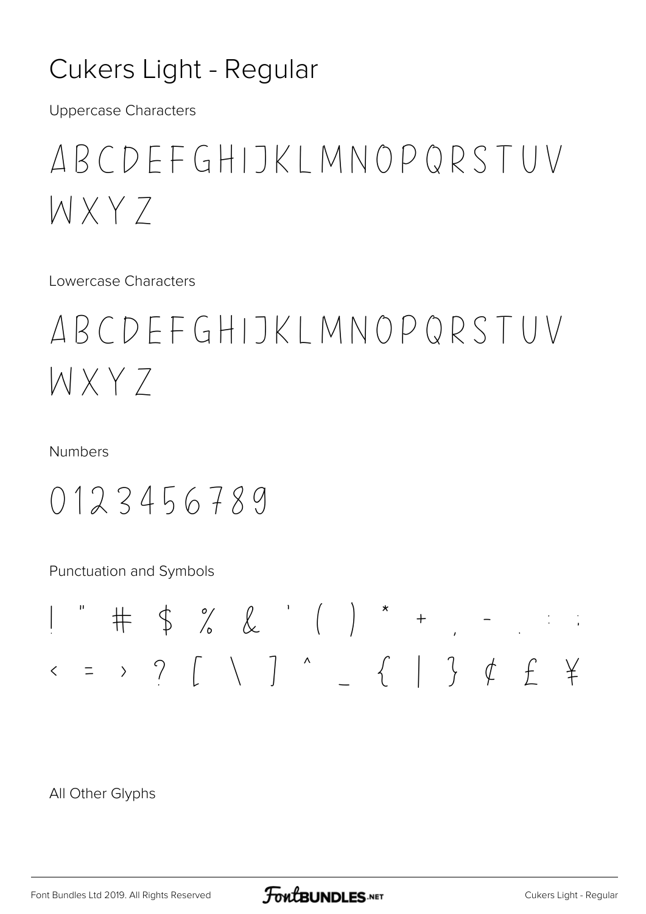# Cukers Light - Regular

Uppercase Characters

ABCDEFGHIJKLMNOPQRSTUV
WXYZ

Lowercase Characters

ABCDEFGHIJKLMNOPQRSTUV
WXYZ

Numbers

0123456789

Punctuation and Symbols

! " # $ % & ' ( ) * + , - . : ;
< = > ? [ \ ] ^ _ { | } ¢ £ ¥

All Other Glyphs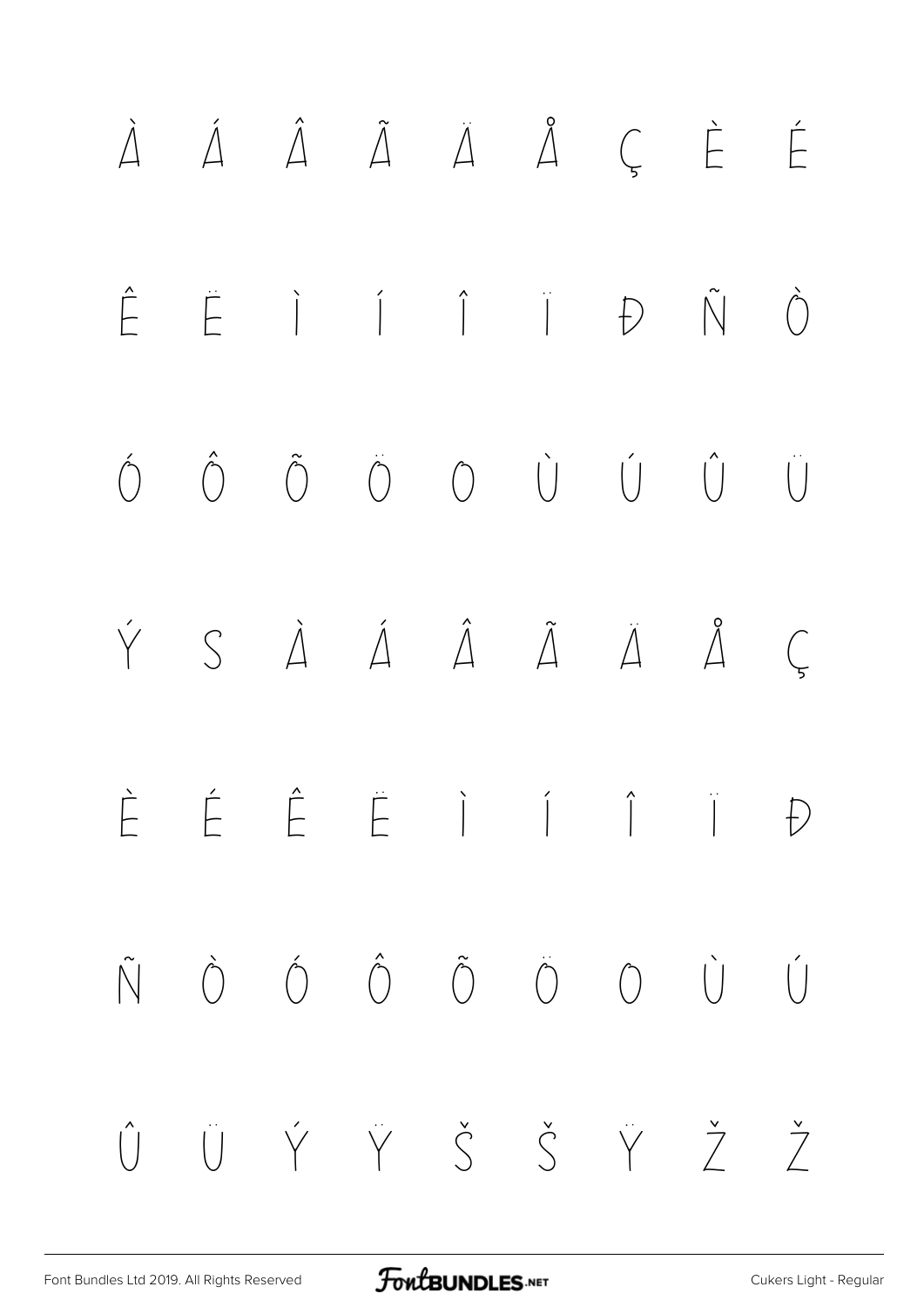À Á Â Ã Ä Å Ç È É

Ê Ë Ì Í Î Ï Ð Ñ Ò

Ó Ô Õ Ö Ø Ù Ú Û Ü

Ý ß à á â ã ä å ç

è é ê ë ì í î ï ð

ñ ò ó ô õ ö ø ù ú

û ü ý ÿ Š š Ÿ Ž ž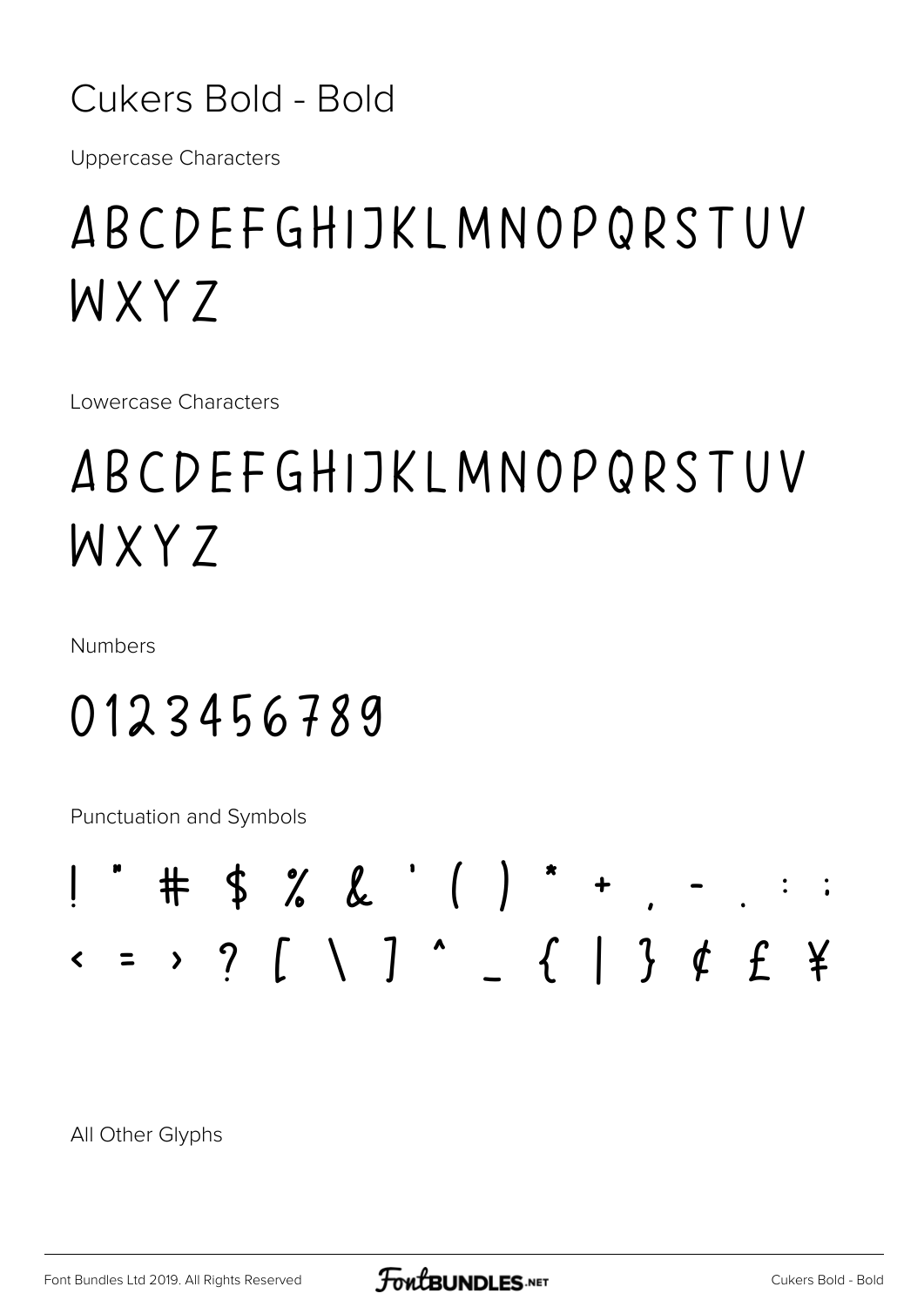# Cukers Bold - Bold

Uppercase Characters

ABCDEFGHIJKLMNOPQRSTUV
WXYZ

Lowercase Characters

ABCDEFGHIJKLMNOPQRSTUV
WXYZ

Numbers

0123456789

Punctuation and Symbols

! " # $ % & ' ( ) * + , - . : ;
< = > ? [ \ ] ^ _ { | } ¢ £ ¥

All Other Glyphs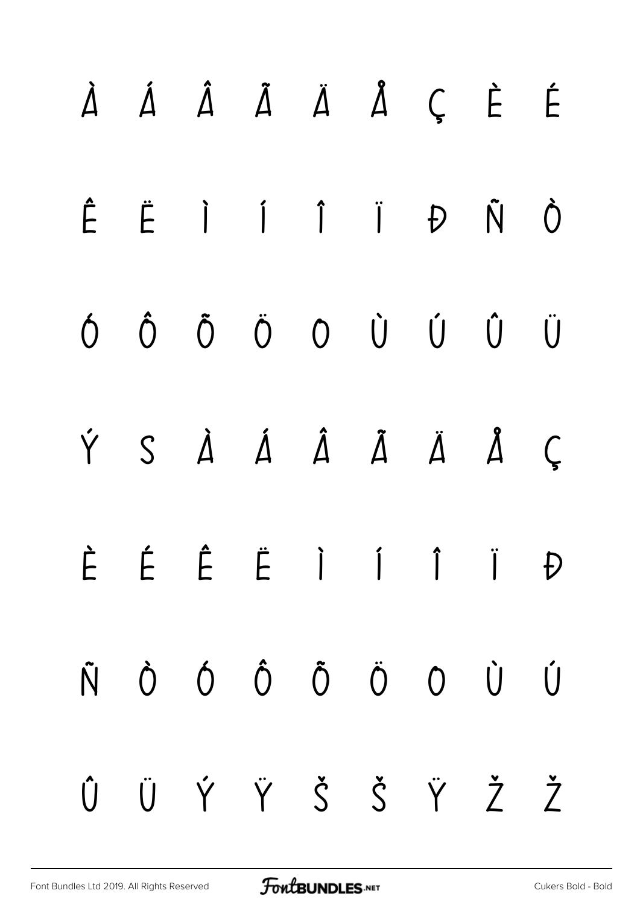À Á Â Ã Ä Å Ç È É

Ê Ë Ì Í Î Ï Ð Ñ Ò

Ó Ô Õ Ö O Ù Ú Û Ü

Ý S À Á Â Ã Ä Å Ç

È É Ê Ë Ì Í Î Ï Ð

Ñ Ò Ó Ô Õ Ö O Ù Ú

Û Ü Ý Ÿ Š Š Ÿ Ž Ž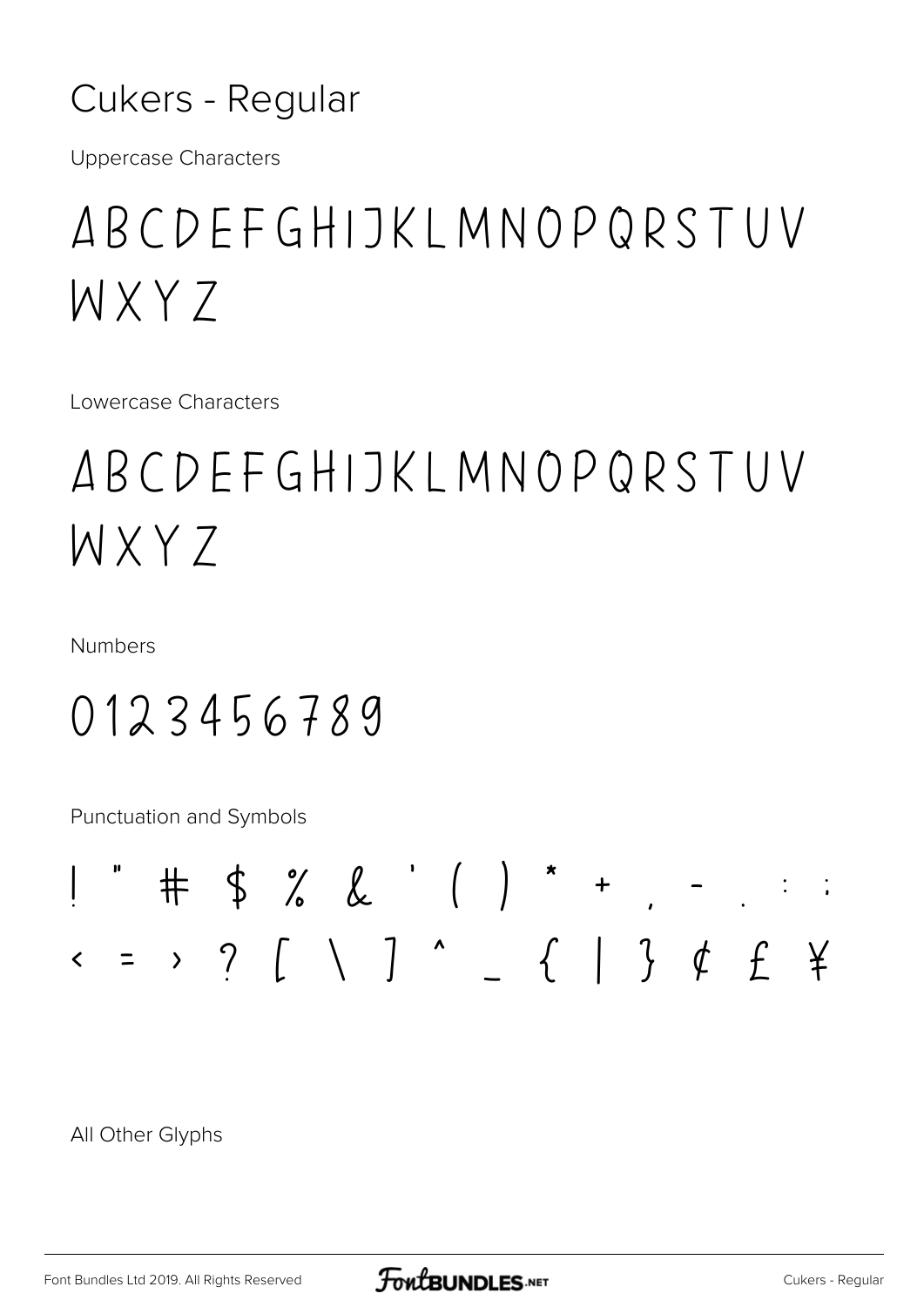# Cukers - Regular

Uppercase Characters

ABCDEFGHIJKLMNOPQRSTUV
WXYZ

Lowercase Characters

ABCDEFGHIJKLMNOPQRSTUV
WXYZ

Numbers

0123456789

Punctuation and Symbols

! " # $ % & ' ( ) * + , - . : ;
< = > ? [ \ ] ^ _ { | } ¢ £ ¥

All Other Glyphs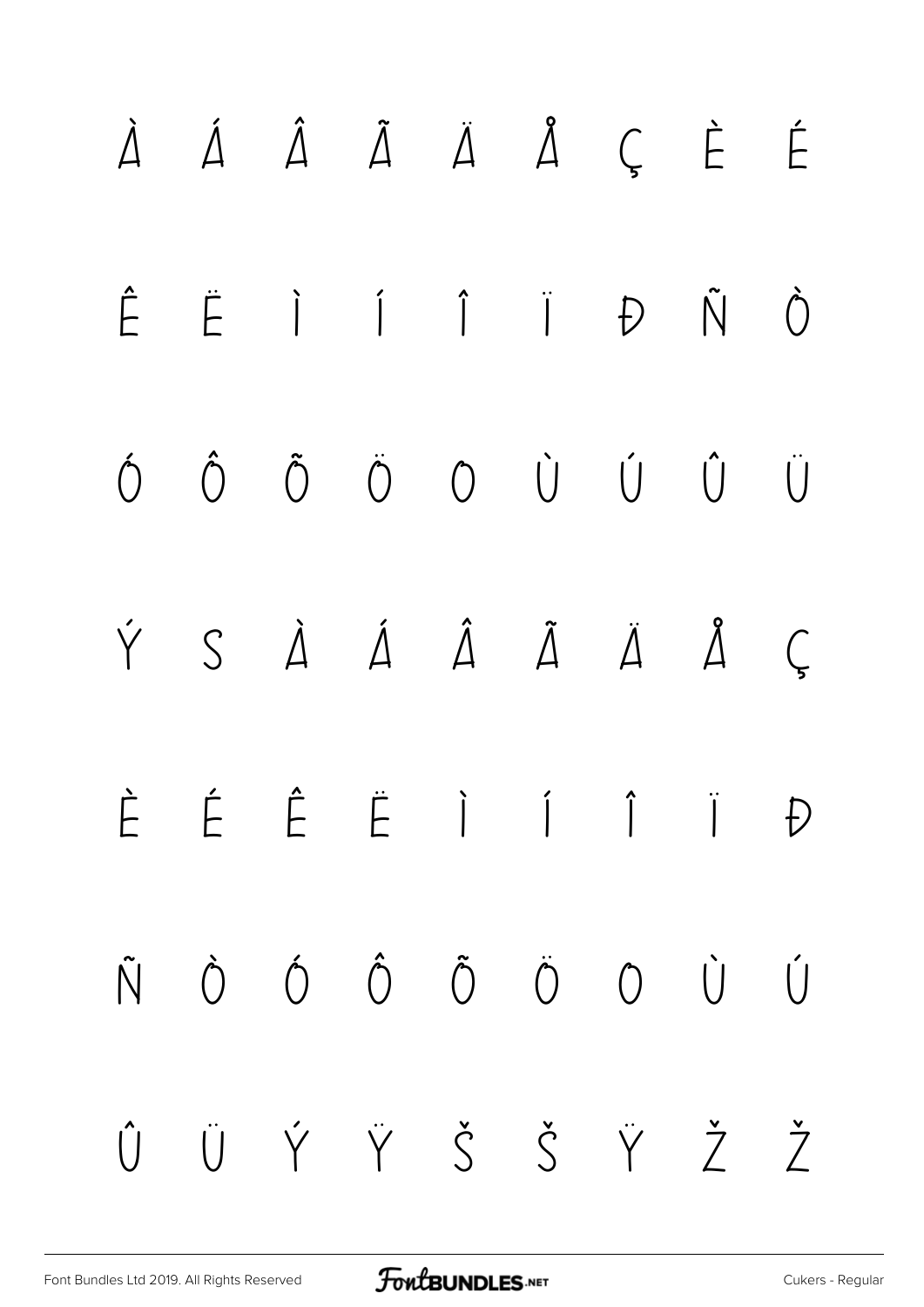À Á Â Ã Ä Å Ç È É

Ê Ë Ì Í Î Ï Ð Ñ Ò

Ó Ô Õ Ö O Ù Ú Û Ü

Ý S À Á Â Ã Ä Å Ç

È É Ê Ë Ì Í Î Ï Ð

Ñ Ò Ó Ô Õ Ö O Ù Ú

Û Ü Ý Ÿ Š Š Ÿ Ž Ž